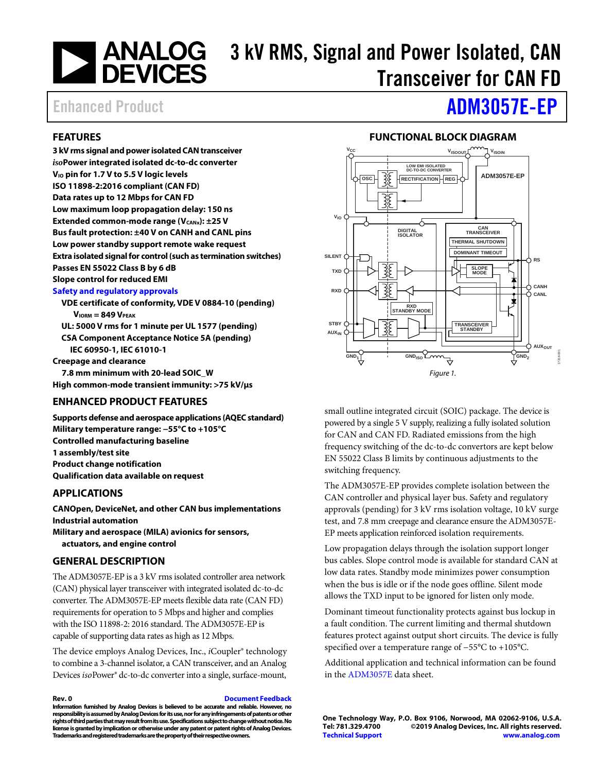# 3 kV RMS, Signal and Power Isolated, CAN Transceiver for CAN FD

Enhanced Product

# ADM3057E-EP

## FEATURES

**3 kV rms signal and power isolated CAN transceiver**
***iso*Power integrated isolated dc-to-dc converter**
**$V_{IO}$ pin for 1.7 V to 5.5 V logic levels**
**ISO 11898-2:2016 compliant (CAN FD)**
**Data rates up to 12 Mbps for CAN FD**
**Low maximum loop propagation delay: 150 ns**
**Extended common-mode range ($V_{CANx}$): ±25 V**
**Bus fault protection: ±40 V on CANH and CANL pins**
**Low power standby support remote wake request**
**Extra isolated signal for control (such as termination switches)**
**Passes EN 55022 Class B by 6 dB**
**Slope control for reduced EMI**
**Safety and regulatory approvals**

- **VDE certificate of conformity, VDE V 0884-10 (pending)**
  - **$V_{IORM}$ = 849 $V_{PEAK}$**
- **UL: 5000 V rms for 1 minute per UL 1577 (pending)**
- **CSA Component Acceptance Notice 5A (pending)**
  - **IEC 60950-1, IEC 61010-1**

**Creepage and clearance**

- **7.8 mm minimum with 20-lead SOIC_W**

**High common-mode transient immunity: >75 kV/µs**

## ENHANCED PRODUCT FEATURES

**Supports defense and aerospace applications (AQEC standard)**
**Military temperature range: −55°C to +105°C**
**Controlled manufacturing baseline**
**1 assembly/test site**
**Product change notification**
**Qualification data available on request**

## APPLICATIONS

**CANOpen, DeviceNet, and other CAN bus implementations**
**Industrial automation**
**Military and aerospace (MILA) avionics for sensors, actuators, and engine control**

## GENERAL DESCRIPTION

The ADM3057E-EP is a 3 kV rms isolated controller area network (CAN) physical layer transceiver with integrated isolated dc-to-dc converter. The ADM3057E-EP meets flexible data rate (CAN FD) requirements for operation to 5 Mbps and higher and complies with the ISO 11898-2: 2016 standard. The ADM3057E-EP is capable of supporting data rates as high as 12 Mbps.

The device employs Analog Devices, Inc., *i*Coupler® technology to combine a 3-channel isolator, a CAN transceiver, and an Analog Devices *iso*Power® dc-to-dc converter into a single, surface-mount, small outline integrated circuit (SOIC) package. The device is powered by a single 5 V supply, realizing a fully isolated solution for CAN and CAN FD. Radiated emissions from the high frequency switching of the dc-to-dc convertors are kept below EN 55022 Class B limits by continuous adjustments to the switching frequency.

The ADM3057E-EP provides complete isolation between the CAN controller and physical layer bus. Safety and regulatory approvals (pending) for 3 kV rms isolation voltage, 10 kV surge test, and 7.8 mm creepage and clearance ensure the ADM3057E-EP meets application reinforced isolation requirements.

Low propagation delays through the isolation support longer bus cables. Slope control mode is available for standard CAN at low data rates. Standby mode minimizes power consumption when the bus is idle or if the node goes offline. Silent mode allows the TXD input to be ignored for listen only mode.

Dominant timeout functionality protects against bus lockup in a fault condition. The current limiting and thermal shutdown features protect against output short circuits. The device is fully specified over a temperature range of −55°C to +105°C.

Additional application and technical information can be found in the ADM3057E data sheet.

## FUNCTIONAL BLOCK DIAGRAM

Figure 1.

Rev. 0 Document Feedback

Information furnished by Analog Devices is believed to be accurate and reliable. However, no responsibility is assumed by Analog Devices for its use, nor for any infringements of patents or other rights of third parties that may result from its use. Specifications subject to change without notice. No license is granted by implication or otherwise under any patent or patent rights of Analog Devices. Trademarks and registered trademarks are the property of their respective owners.

One Technology Way, P.O. Box 9106, Norwood, MA 02062-9106, U.S.A.
Tel: 781.329.4700 ©2019 Analog Devices, Inc. All rights reserved.
Technical Support www.analog.com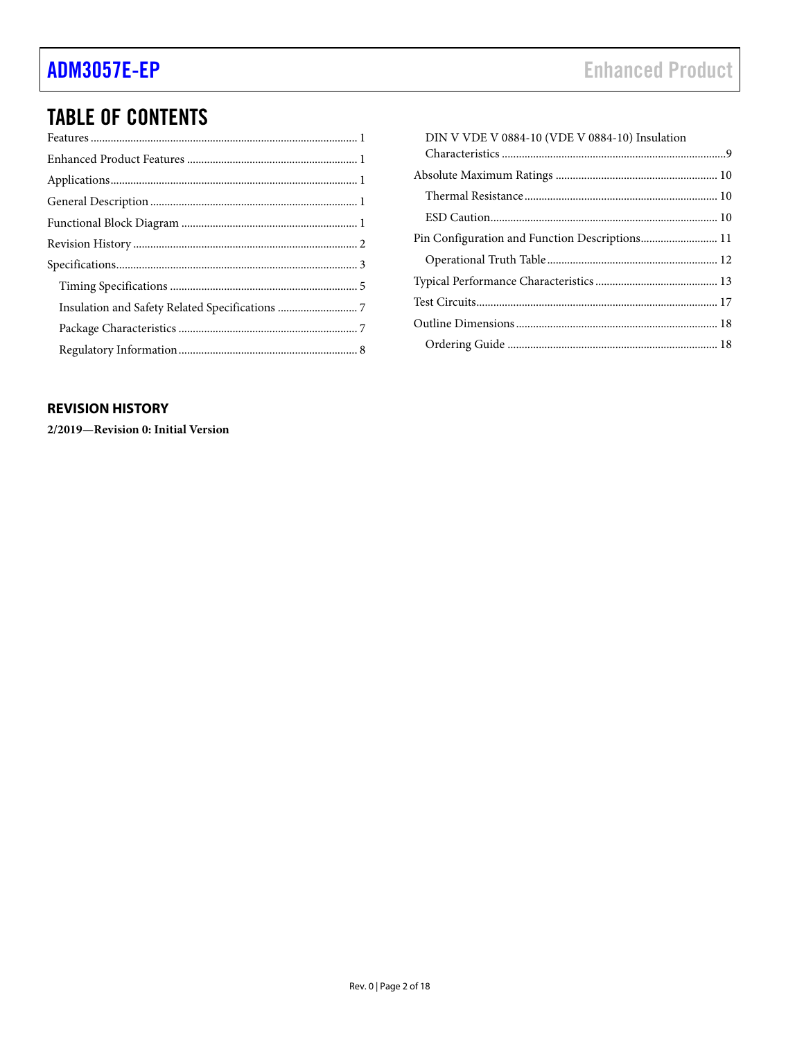# TABLE OF CONTENTS

Features ..... 1
Enhanced Product Features ..... 1
Applications ..... 1
General Description ..... 1
Functional Block Diagram ..... 1
Revision History ..... 2
Specifications ..... 3
  Timing Specifications ..... 5
  Insulation and Safety Related Specifications ..... 7
  Package Characteristics ..... 7
  Regulatory Information ..... 8
  DIN V VDE V 0884-10 (VDE V 0884-10) Insulation Characteristics ..... 9
Absolute Maximum Ratings ..... 10
  Thermal Resistance ..... 10
  ESD Caution ..... 10
Pin Configuration and Function Descriptions ..... 11
  Operational Truth Table ..... 12
Typical Performance Characteristics ..... 13
Test Circuits ..... 17
Outline Dimensions ..... 18
  Ordering Guide ..... 18

## REVISION HISTORY

**2/2019—Revision 0: Initial Version**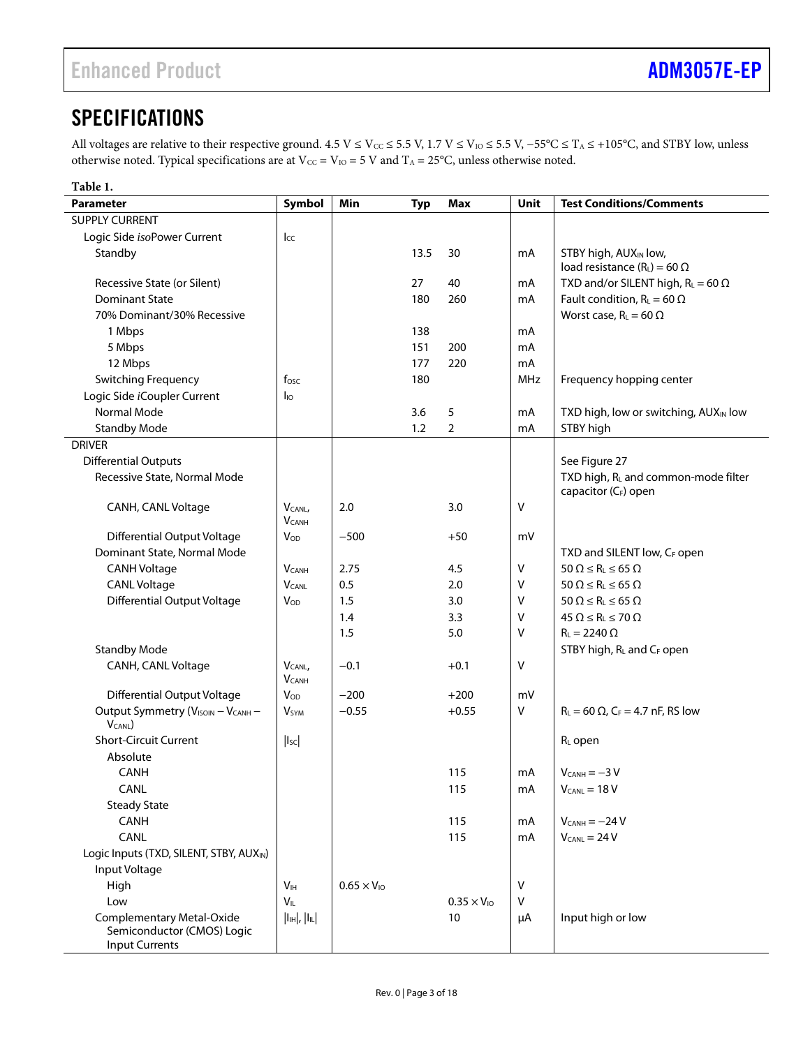# SPECIFICATIONS

All voltages are relative to their respective ground. 4.5 V ≤ $V_{CC}$ ≤ 5.5 V, 1.7 V ≤ $V_{IO}$ ≤ 5.5 V, −55°C ≤ $T_A$ ≤ +105°C, and STBY low, unless otherwise noted. Typical specifications are at $V_{CC}$ = $V_{IO}$ = 5 V and $T_A$ = 25°C, unless otherwise noted.

**Table 1.**

| Parameter | Symbol | Min | Typ | Max | Unit | Test Conditions/Comments |
|---|---|---|---|---|---|---|
| SUPPLY CURRENT | | | | | | |
| Logic Side *iso*Power Current | $I_{CC}$ | | | | | |
| Standby | | | 13.5 | 30 | mA | STBY high, $AUX_{IN}$ low, load resistance ($R_L$) = 60 Ω |
| Recessive State (or Silent) | | | 27 | 40 | mA | TXD and/or SILENT high, $R_L$ = 60 Ω |
| Dominant State | | | 180 | 260 | mA | Fault condition, $R_L$ = 60 Ω |
| 70% Dominant/30% Recessive | | | | | | Worst case, $R_L$ = 60 Ω |
| 1 Mbps | | | 138 | | mA | |
| 5 Mbps | | | 151 | 200 | mA | |
| 12 Mbps | | | 177 | 220 | mA | |
| Switching Frequency | $f_{OSC}$ | | 180 | | MHz | Frequency hopping center |
| Logic Side *i*Coupler Current | $I_{IO}$ | | | | | |
| Normal Mode | | | 3.6 | 5 | mA | TXD high, low or switching, $AUX_{IN}$ low |
| Standby Mode | | | 1.2 | 2 | mA | STBY high |
| DRIVER | | | | | | |
| Differential Outputs | | | | | | See Figure 27 |
| Recessive State, Normal Mode | | | | | | TXD high, $R_L$ and common-mode filter capacitor ($C_F$) open |
| CANH, CANL Voltage | $V_{CANL}$, $V_{CANH}$ | 2.0 | | 3.0 | V | |
| Differential Output Voltage | $V_{OD}$ | −500 | | +50 | mV | |
| Dominant State, Normal Mode | | | | | | TXD and SILENT low, $C_F$ open |
| CANH Voltage | $V_{CANH}$ | 2.75 | | 4.5 | V | 50 Ω ≤ $R_L$ ≤ 65 Ω |
| CANL Voltage | $V_{CANL}$ | 0.5 | | 2.0 | V | 50 Ω ≤ $R_L$ ≤ 65 Ω |
| Differential Output Voltage | $V_{OD}$ | 1.5 | | 3.0 | V | 50 Ω ≤ $R_L$ ≤ 65 Ω |
| | | 1.4 | | 3.3 | V | 45 Ω ≤ $R_L$ ≤ 70 Ω |
| | | 1.5 | | 5.0 | V | $R_L$ = 2240 Ω |
| Standby Mode | | | | | | STBY high, $R_L$ and $C_F$ open |
| CANH, CANL Voltage | $V_{CANL}$, $V_{CANH}$ | −0.1 | | +0.1 | V | |
| Differential Output Voltage | $V_{OD}$ | −200 | | +200 | mV | |
| Output Symmetry ($V_{ISOIN}$ − $V_{CANH}$ − $V_{CANL}$) | $V_{SYM}$ | −0.55 | | +0.55 | V | $R_L$ = 60 Ω, $C_F$ = 4.7 nF, RS low |
| Short-Circuit Current | $\lvert I_{SC}\rvert$ | | | | | $R_L$ open |
| Absolute | | | | | | |
| CANH | | | | 115 | mA | $V_{CANH}$ = −3 V |
| CANL | | | | 115 | mA | $V_{CANL}$ = 18 V |
| Steady State | | | | | | |
| CANH | | | | 115 | mA | $V_{CANH}$ = −24 V |
| CANL | | | | 115 | mA | $V_{CANL}$ = 24 V |
| Logic Inputs (TXD, SILENT, STBY, $AUX_{IN}$) | | | | | | |
| Input Voltage | | | | | | |
| High | $V_{IH}$ | 0.65 × $V_{IO}$ | | | V | |
| Low | $V_{IL}$ | | | 0.35 × $V_{IO}$ | V | |
| Complementary Metal-Oxide Semiconductor (CMOS) Logic Input Currents | $\lvert I_{IH}\rvert$, $\lvert I_{IL}\rvert$ | | | 10 | µA | Input high or low |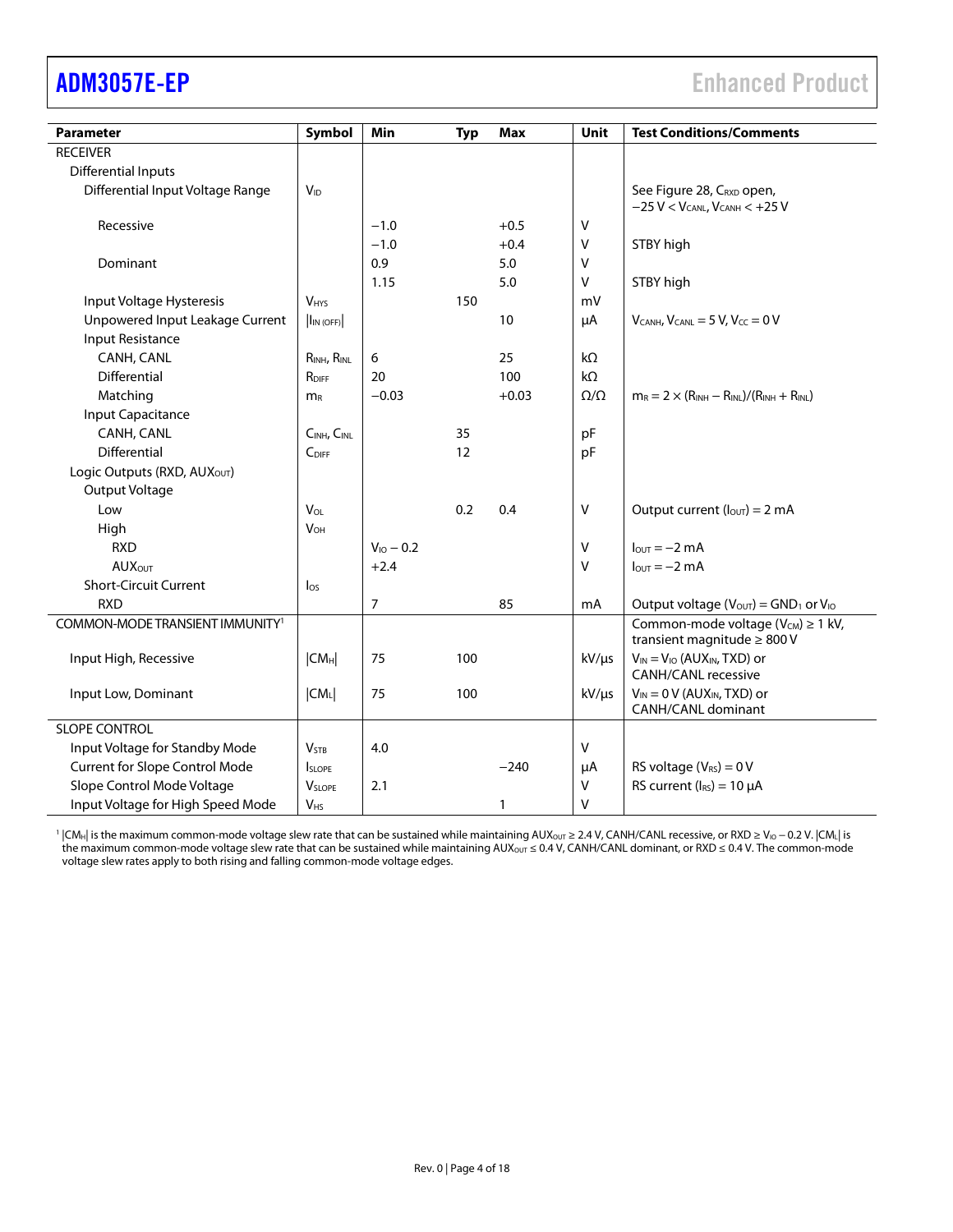| Parameter | Symbol | Min | Typ | Max | Unit | Test Conditions/Comments |
|---|---|---|---|---|---|---|
| RECEIVER | | | | | | |
| Differential Inputs | | | | | | |
| Differential Input Voltage Range | $V_{ID}$ | | | | | See Figure 28, $C_{RXD}$ open, $-25\ V < V_{CANL}, V_{CANH} < +25\ V$ |
| Recessive | | −1.0 | | +0.5 | V | |
| | | −1.0 | | +0.4 | V | STBY high |
| Dominant | | 0.9 | | 5.0 | V | |
| | | 1.15 | | 5.0 | V | STBY high |
| Input Voltage Hysteresis | $V_{HYS}$ | | 150 | | mV | |
| Unpowered Input Leakage Current | $\lvert I_{IN\ (OFF)} \rvert$ | | | 10 | µA | $V_{CANH}$, $V_{CANL}$ = 5 V, $V_{CC}$ = 0 V |
| Input Resistance | | | | | | |
| CANH, CANL | $R_{INH}$, $R_{INL}$ | 6 | | 25 | kΩ | |
| Differential | $R_{DIFF}$ | 20 | | 100 | kΩ | |
| Matching | $m_R$ | −0.03 | | +0.03 | Ω/Ω | $m_R = 2 \times (R_{INH} - R_{INL})/(R_{INH} + R_{INL})$ |
| Input Capacitance | | | | | | |
| CANH, CANL | $C_{INH}$, $C_{INL}$ | | 35 | | pF | |
| Differential | $C_{DIFF}$ | | 12 | | pF | |
| Logic Outputs (RXD, $AUX_{OUT}$) | | | | | | |
| Output Voltage | | | | | | |
| Low | $V_{OL}$ | | 0.2 | 0.4 | V | Output current ($I_{OUT}$) = 2 mA |
| High | $V_{OH}$ | | | | | |
| RXD | | $V_{IO} - 0.2$ | | | V | $I_{OUT}$ = −2 mA |
| $AUX_{OUT}$ | | +2.4 | | | V | $I_{OUT}$ = −2 mA |
| Short-Circuit Current | $I_{OS}$ | | | | | |
| RXD | | 7 | | 85 | mA | Output voltage ($V_{OUT}$) = $GND_1$ or $V_{IO}$ |
| COMMON-MODE TRANSIENT IMMUNITY[1] | | | | | | Common-mode voltage ($V_{CM}$) ≥ 1 kV, transient magnitude ≥ 800 V |
| Input High, Recessive | $\lvert CM_H \rvert$ | 75 | 100 | | kV/µs | $V_{IN} = V_{IO}$ ($AUX_{IN}$, TXD) or CANH/CANL recessive |
| Input Low, Dominant | $\lvert CM_L \rvert$ | 75 | 100 | | kV/µs | $V_{IN}$ = 0 V ($AUX_{IN}$, TXD) or CANH/CANL dominant |
| SLOPE CONTROL | | | | | | |
| Input Voltage for Standby Mode | $V_{STB}$ | 4.0 | | | V | |
| Current for Slope Control Mode | $I_{SLOPE}$ | | | −240 | µA | RS voltage ($V_{RS}$) = 0 V |
| Slope Control Mode Voltage | $V_{SLOPE}$ | 2.1 | | | V | RS current ($I_{RS}$) = 10 µA |
| Input Voltage for High Speed Mode | $V_{HS}$ | | | 1 | V | |

[1] $\lvert CM_H \rvert$ is the maximum common-mode voltage slew rate that can be sustained while maintaining $AUX_{OUT}$ ≥ 2.4 V, CANH/CANL recessive, or RXD ≥ $V_{IO}$ − 0.2 V. $\lvert CM_L \rvert$ is the maximum common-mode voltage slew rate that can be sustained while maintaining $AUX_{OUT}$ ≤ 0.4 V, CANH/CANL dominant, or RXD ≤ 0.4 V. The common-mode voltage slew rates apply to both rising and falling common-mode voltage edges.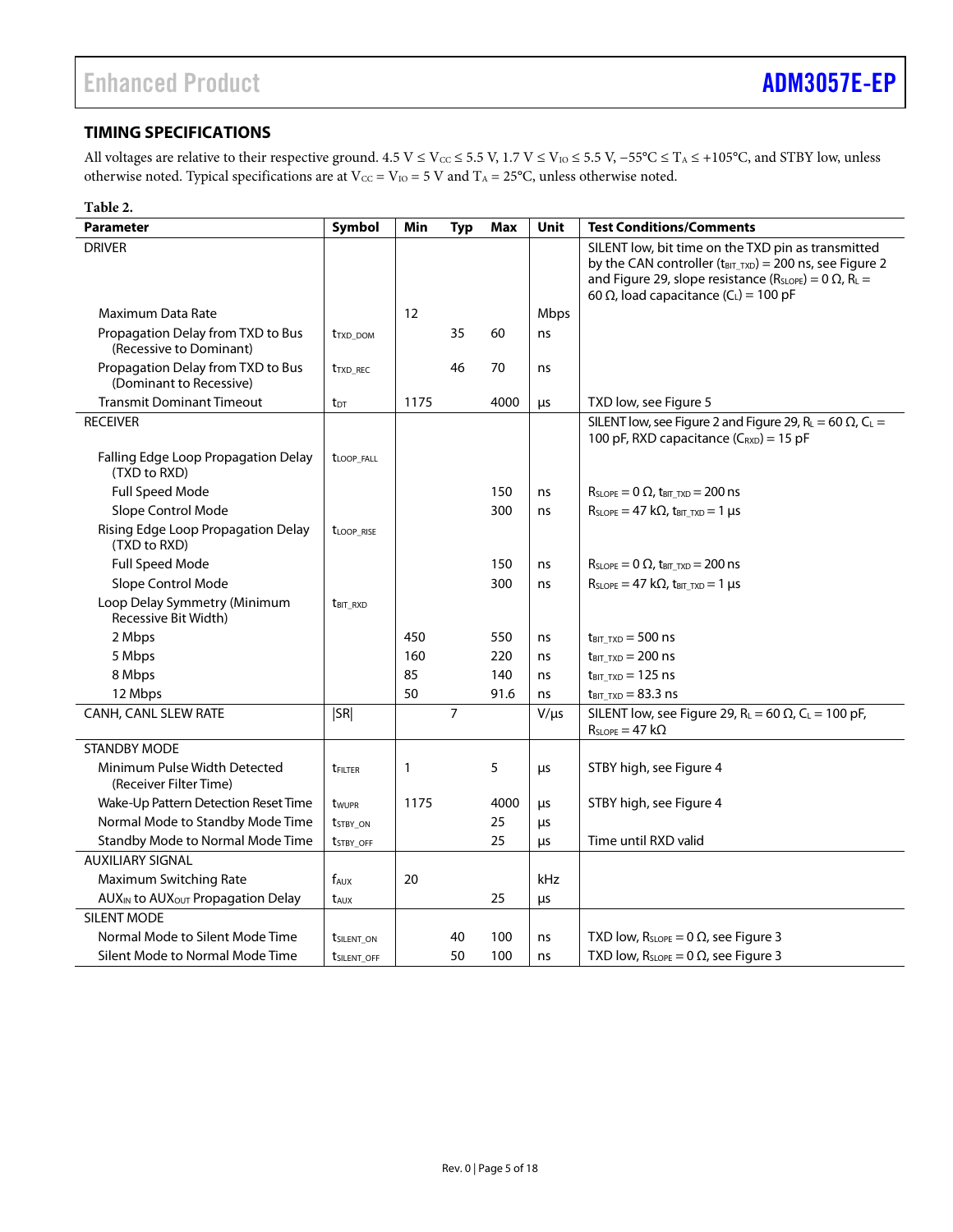## TIMING SPECIFICATIONS

All voltages are relative to their respective ground. 4.5 V ≤ $V_{CC}$ ≤ 5.5 V, 1.7 V ≤ $V_{IO}$ ≤ 5.5 V, −55°C ≤ $T_A$ ≤ +105°C, and STBY low, unless otherwise noted. Typical specifications are at $V_{CC}$ = $V_{IO}$ = 5 V and $T_A$ = 25°C, unless otherwise noted.

**Table 2.**

| Parameter | Symbol | Min | Typ | Max | Unit | Test Conditions/Comments |
|---|---|---|---|---|---|---|
| DRIVER | | | | | | SILENT low, bit time on the TXD pin as transmitted by the CAN controller ($t_{BIT\_TXD}$) = 200 ns, see Figure 2 and Figure 29, slope resistance ($R_{SLOPE}$) = 0 Ω, $R_L$ = 60 Ω, load capacitance ($C_L$) = 100 pF |
| Maximum Data Rate | | 12 | | | Mbps | |
| Propagation Delay from TXD to Bus (Recessive to Dominant) | $t_{TXD\_DOM}$ | | 35 | 60 | ns | |
| Propagation Delay from TXD to Bus (Dominant to Recessive) | $t_{TXD\_REC}$ | | 46 | 70 | ns | |
| Transmit Dominant Timeout | $t_{DT}$ | 1175 | | 4000 | µs | TXD low, see Figure 5 |
| RECEIVER | | | | | | SILENT low, see Figure 2 and Figure 29, $R_L$ = 60 Ω, $C_L$ = 100 pF, RXD capacitance ($C_{RXD}$) = 15 pF |
| Falling Edge Loop Propagation Delay (TXD to RXD) | $t_{LOOP\_FALL}$ | | | | | |
| Full Speed Mode | | | | 150 | ns | $R_{SLOPE}$ = 0 Ω, $t_{BIT\_TXD}$ = 200 ns |
| Slope Control Mode | | | | 300 | ns | $R_{SLOPE}$ = 47 kΩ, $t_{BIT\_TXD}$ = 1 µs |
| Rising Edge Loop Propagation Delay (TXD to RXD) | $t_{LOOP\_RISE}$ | | | | | |
| Full Speed Mode | | | | 150 | ns | $R_{SLOPE}$ = 0 Ω, $t_{BIT\_TXD}$ = 200 ns |
| Slope Control Mode | | | | 300 | ns | $R_{SLOPE}$ = 47 kΩ, $t_{BIT\_TXD}$ = 1 µs |
| Loop Delay Symmetry (Minimum Recessive Bit Width) | $t_{BIT\_RXD}$ | | | | | |
| 2 Mbps | | 450 | | 550 | ns | $t_{BIT\_TXD}$ = 500 ns |
| 5 Mbps | | 160 | | 220 | ns | $t_{BIT\_TXD}$ = 200 ns |
| 8 Mbps | | 85 | | 140 | ns | $t_{BIT\_TXD}$ = 125 ns |
| 12 Mbps | | 50 | | 91.6 | ns | $t_{BIT\_TXD}$ = 83.3 ns |
| CANH, CANL SLEW RATE | \|SR\| | | 7 | | V/µs | SILENT low, see Figure 29, $R_L$ = 60 Ω, $C_L$ = 100 pF, $R_{SLOPE}$ = 47 kΩ |
| STANDBY MODE | | | | | | |
| Minimum Pulse Width Detected (Receiver Filter Time) | $t_{FILTER}$ | 1 | | 5 | µs | STBY high, see Figure 4 |
| Wake-Up Pattern Detection Reset Time | $t_{WUPR}$ | 1175 | | 4000 | µs | STBY high, see Figure 4 |
| Normal Mode to Standby Mode Time | $t_{STBY\_ON}$ | | | 25 | µs | |
| Standby Mode to Normal Mode Time | $t_{STBY\_OFF}$ | | | 25 | µs | Time until RXD valid |
| AUXILIARY SIGNAL | | | | | | |
| Maximum Switching Rate | $f_{AUX}$ | 20 | | | kHz | |
| $AUX_{IN}$ to $AUX_{OUT}$ Propagation Delay | $t_{AUX}$ | | | 25 | µs | |
| SILENT MODE | | | | | | |
| Normal Mode to Silent Mode Time | $t_{SILENT\_ON}$ | | 40 | 100 | ns | TXD low, $R_{SLOPE}$ = 0 Ω, see Figure 3 |
| Silent Mode to Normal Mode Time | $t_{SILENT\_OFF}$ | | 50 | 100 | ns | TXD low, $R_{SLOPE}$ = 0 Ω, see Figure 3 |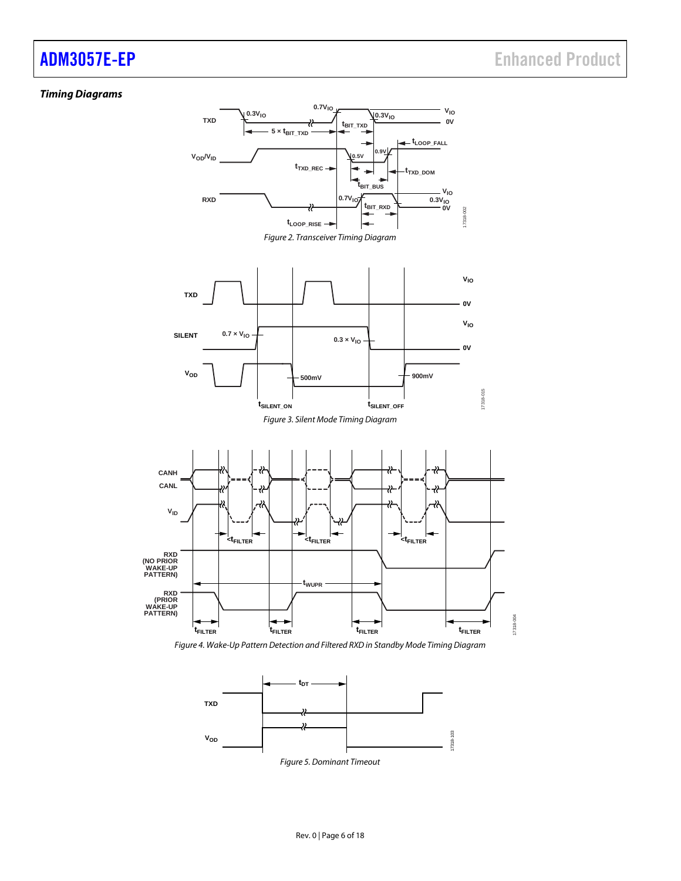### *Timing Diagrams*

*Figure 2. Transceiver Timing Diagram*

*Figure 3. Silent Mode Timing Diagram*

*Figure 4. Wake-Up Pattern Detection and Filtered RXD in Standby Mode Timing Diagram*

*Figure 5. Dominant Timeout*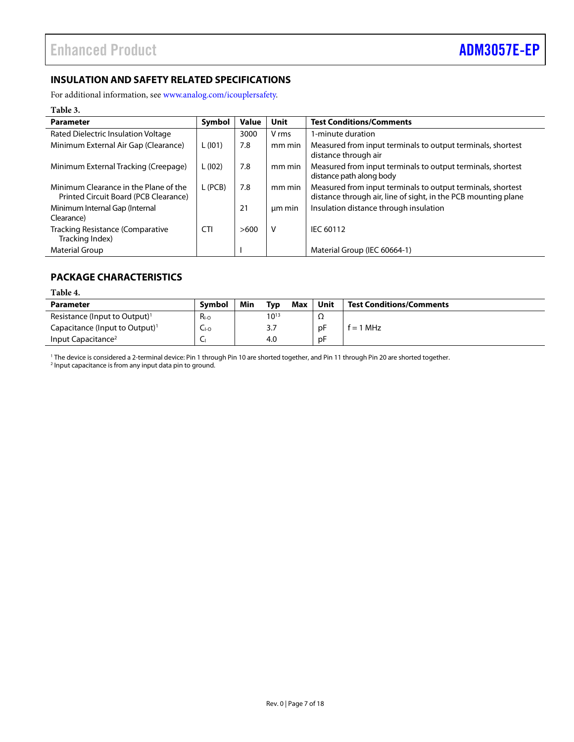## INSULATION AND SAFETY RELATED SPECIFICATIONS

For additional information, see www.analog.com/icouplersafety.

**Table 3.**

| Parameter | Symbol | Value | Unit | Test Conditions/Comments |
|---|---|---|---|---|
| Rated Dielectric Insulation Voltage | | 3000 | V rms | 1-minute duration |
| Minimum External Air Gap (Clearance) | L (I01) | 7.8 | mm min | Measured from input terminals to output terminals, shortest distance through air |
| Minimum External Tracking (Creepage) | L (I02) | 7.8 | mm min | Measured from input terminals to output terminals, shortest distance path along body |
| Minimum Clearance in the Plane of the Printed Circuit Board (PCB Clearance) | L (PCB) | 7.8 | mm min | Measured from input terminals to output terminals, shortest distance through air, line of sight, in the PCB mounting plane |
| Minimum Internal Gap (Internal Clearance) | | 21 | µm min | Insulation distance through insulation |
| Tracking Resistance (Comparative Tracking Index) | CTI | >600 | V | IEC 60112 |
| Material Group | | I | | Material Group (IEC 60664-1) |

## PACKAGE CHARACTERISTICS

**Table 4.**

| Parameter | Symbol | Min | Typ | Max | Unit | Test Conditions/Comments |
|---|---|---|---|---|---|---|
| Resistance (Input to Output)[1] | $R_{I-O}$ | | $10^{13}$ | | Ω | |
| Capacitance (Input to Output)[1] | $C_{I-O}$ | | 3.7 | | pF | f = 1 MHz |
| Input Capacitance[2] | $C_I$ | | 4.0 | | pF | |

[1] The device is considered a 2-terminal device: Pin 1 through Pin 10 are shorted together, and Pin 11 through Pin 20 are shorted together.
[2] Input capacitance is from any input data pin to ground.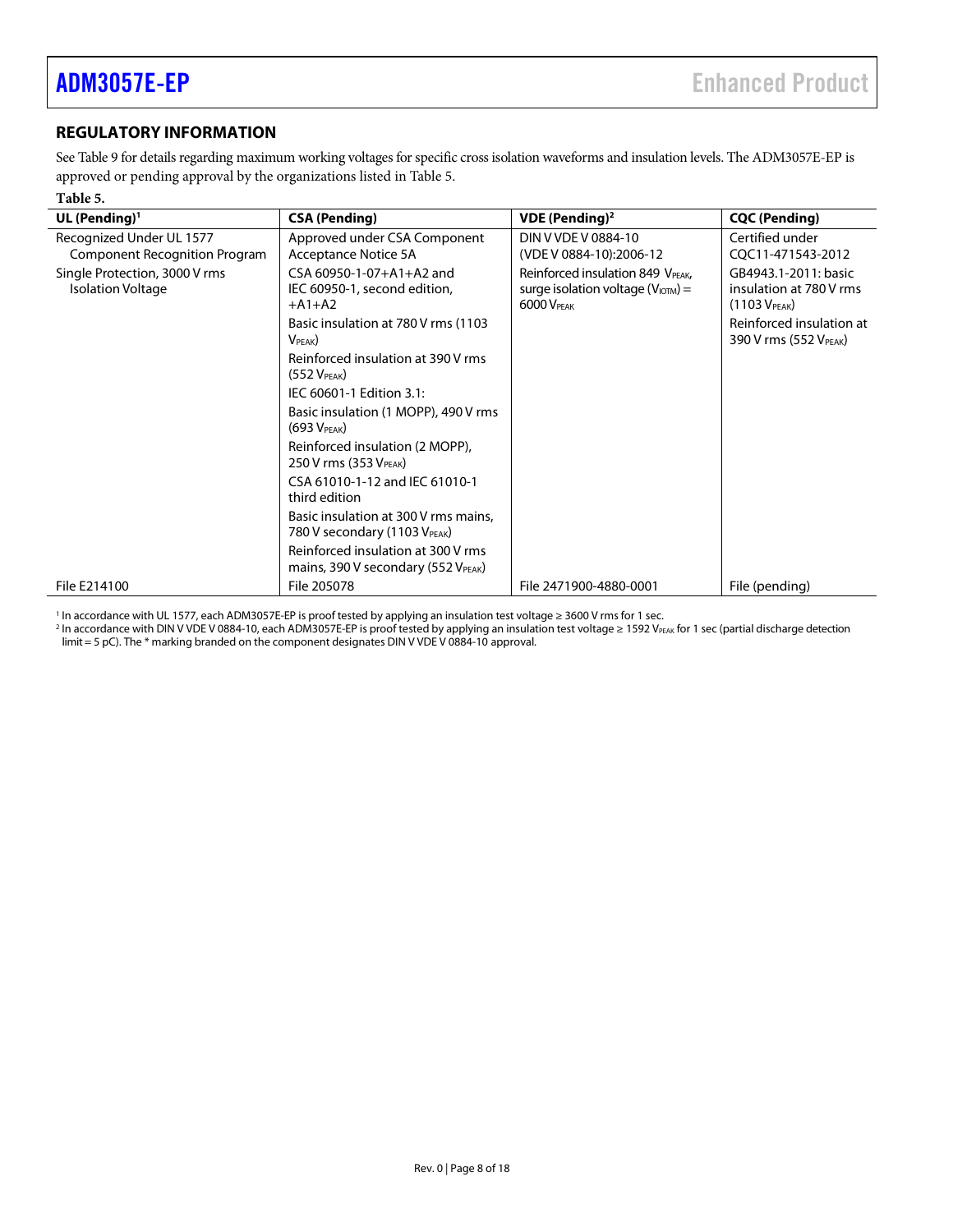## REGULATORY INFORMATION

See Table 9 for details regarding maximum working voltages for specific cross isolation waveforms and insulation levels. The ADM3057E-EP is approved or pending approval by the organizations listed in Table 5.

**Table 5.**

| UL (Pending)[1] | CSA (Pending) | VDE (Pending)[2] | CQC (Pending) |
|---|---|---|---|
| Recognized Under UL 1577 Component Recognition Program | Approved under CSA Component Acceptance Notice 5A | DIN V VDE V 0884-10 (VDE V 0884-10):2006-12 | Certified under CQC11-471543-2012 |
| Single Protection, 3000 V rms Isolation Voltage | CSA 60950-1-07+A1+A2 and IEC 60950-1, second edition, +A1+A2 | Reinforced insulation 849 $V_{PEAK}$, surge isolation voltage ($V_{IOTM}$) = 6000 $V_{PEAK}$ | GB4943.1-2011: basic insulation at 780 V rms (1103 $V_{PEAK}$) |
| | Basic insulation at 780 V rms (1103 $V_{PEAK}$) | | Reinforced insulation at 390 V rms (552 $V_{PEAK}$) |
| | Reinforced insulation at 390 V rms (552 $V_{PEAK}$) | | |
| | IEC 60601-1 Edition 3.1: | | |
| | Basic insulation (1 MOPP), 490 V rms (693 $V_{PEAK}$) | | |
| | Reinforced insulation (2 MOPP), 250 V rms (353 $V_{PEAK}$) | | |
| | CSA 61010-1-12 and IEC 61010-1 third edition | | |
| | Basic insulation at 300 V rms mains, 780 V secondary (1103 $V_{PEAK}$) | | |
| | Reinforced insulation at 300 V rms mains, 390 V secondary (552 $V_{PEAK}$) | | |
| File E214100 | File 205078 | File 2471900-4880-0001 | File (pending) |

[1] In accordance with UL 1577, each ADM3057E-EP is proof tested by applying an insulation test voltage ≥ 3600 V rms for 1 sec.

[2] In accordance with DIN V VDE V 0884-10, each ADM3057E-EP is proof tested by applying an insulation test voltage ≥ 1592 $V_{PEAK}$ for 1 sec (partial discharge detection limit = 5 pC). The * marking branded on the component designates DIN V VDE V 0884-10 approval.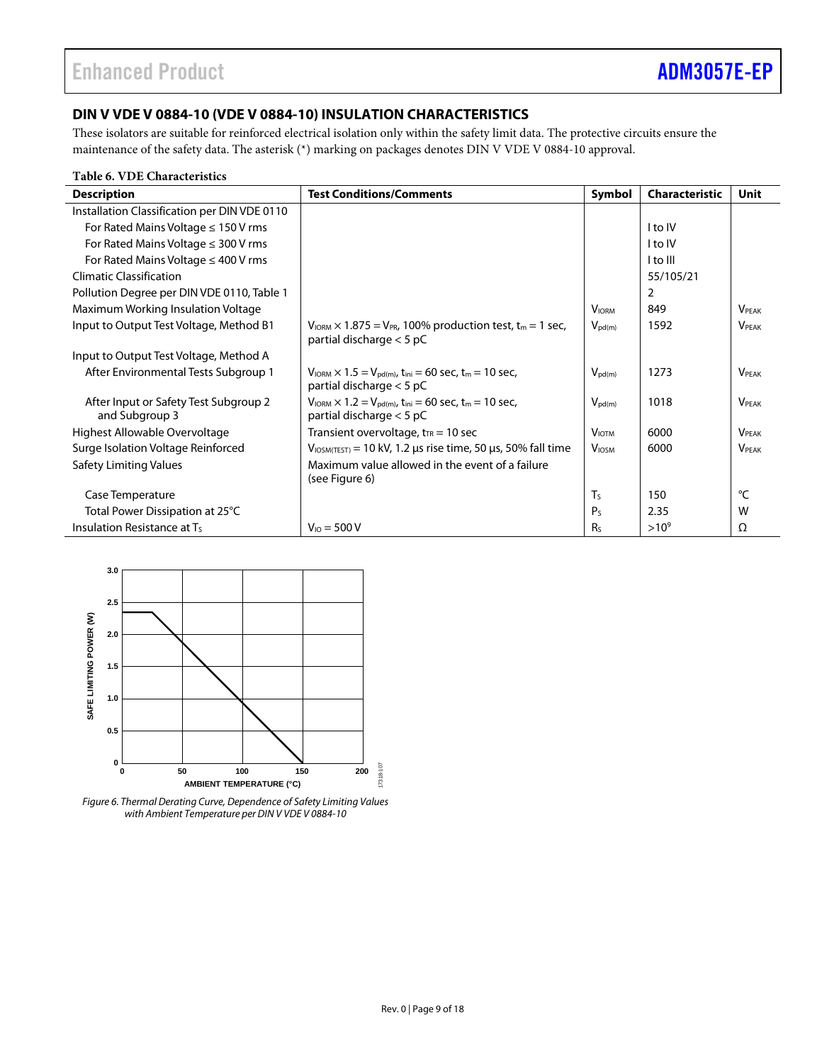## DIN V VDE V 0884-10 (VDE V 0884-10) INSULATION CHARACTERISTICS

These isolators are suitable for reinforced electrical isolation only within the safety limit data. The protective circuits ensure the maintenance of the safety data. The asterisk (*) marking on packages denotes DIN V VDE V 0884-10 approval.

**Table 6. VDE Characteristics**

| Description | Test Conditions/Comments | Symbol | Characteristic | Unit |
|---|---|---|---|---|
| Installation Classification per DIN VDE 0110 | | | | |
| For Rated Mains Voltage ≤ 150 V rms | | | I to IV | |
| For Rated Mains Voltage ≤ 300 V rms | | | I to IV | |
| For Rated Mains Voltage ≤ 400 V rms | | | I to III | |
| Climatic Classification | | | 55/105/21 | |
| Pollution Degree per DIN VDE 0110, Table 1 | | | 2 | |
| Maximum Working Insulation Voltage | | $V_{IORM}$ | 849 | $V_{PEAK}$ |
| Input to Output Test Voltage, Method B1 | $V_{IORM} \times 1.875 = V_{PR}$, 100% production test, $t_m = 1$ sec, partial discharge < 5 pC | $V_{pd(m)}$ | 1592 | $V_{PEAK}$ |
| Input to Output Test Voltage, Method A | | | | |
| After Environmental Tests Subgroup 1 | $V_{IORM} \times 1.5 = V_{pd(m)}$, $t_{ini} = 60$ sec, $t_m = 10$ sec, partial discharge < 5 pC | $V_{pd(m)}$ | 1273 | $V_{PEAK}$ |
| After Input or Safety Test Subgroup 2 and Subgroup 3 | $V_{IORM} \times 1.2 = V_{pd(m)}$, $t_{ini} = 60$ sec, $t_m = 10$ sec, partial discharge < 5 pC | $V_{pd(m)}$ | 1018 | $V_{PEAK}$ |
| Highest Allowable Overvoltage | Transient overvoltage, $t_{TR} = 10$ sec | $V_{IOTM}$ | 6000 | $V_{PEAK}$ |
| Surge Isolation Voltage Reinforced | $V_{IOSM(TEST)} = 10$ kV, 1.2 µs rise time, 50 µs, 50% fall time | $V_{IOSM}$ | 6000 | $V_{PEAK}$ |
| Safety Limiting Values | Maximum value allowed in the event of a failure (see Figure 6) | | | |
| Case Temperature | | $T_S$ | 150 | °C |
| Total Power Dissipation at 25°C | | $P_S$ | 2.35 | W |
| Insulation Resistance at $T_S$ | $V_{IO} = 500$ V | $R_S$ | $>10^9$ | Ω |

*Figure 6. Thermal Derating Curve, Dependence of Safety Limiting Values with Ambient Temperature per DIN V VDE V 0884-10*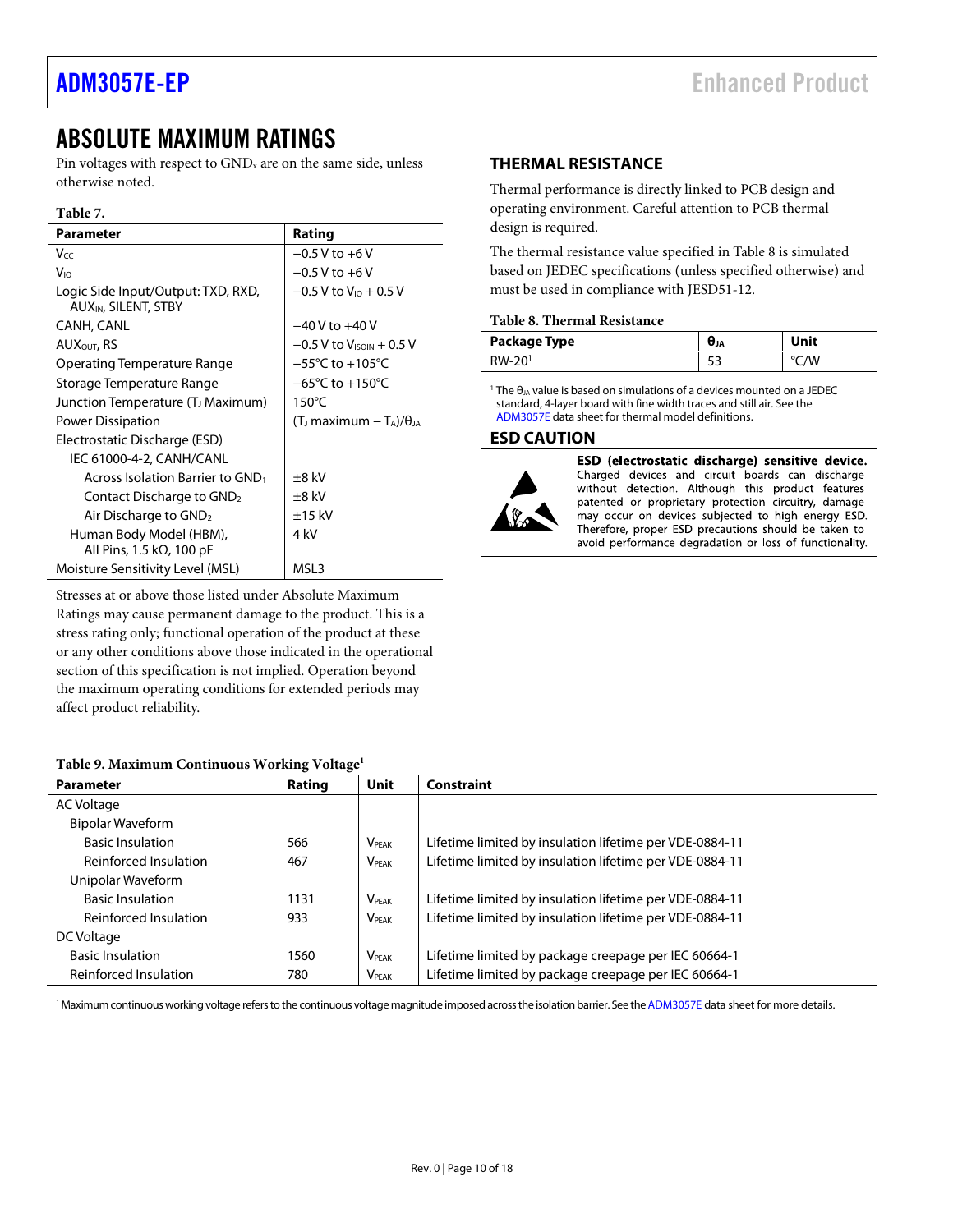# ABSOLUTE MAXIMUM RATINGS

Pin voltages with respect to $GND_x$ are on the same side, unless otherwise noted.

**Table 7.**

| Parameter | Rating |
|---|---|
| $V_{CC}$ | −0.5 V to +6 V |
| $V_{IO}$ | −0.5 V to +6 V |
| Logic Side Input/Output: TXD, RXD, $AUX_{IN}$, SILENT, STBY | −0.5 V to $V_{IO}$ + 0.5 V |
| CANH, CANL | −40 V to +40 V |
| $AUX_{OUT}$, RS | −0.5 V to $V_{ISOIN}$ + 0.5 V |
| Operating Temperature Range | −55°C to +105°C |
| Storage Temperature Range | −65°C to +150°C |
| Junction Temperature ($T_J$ Maximum) | 150°C |
| Power Dissipation | ($T_J$ maximum − $T_A$)/$\theta_{JA}$ |
| Electrostatic Discharge (ESD) | |
| IEC 61000-4-2, CANH/CANL | |
| Across Isolation Barrier to $GND_1$ | ±8 kV |
| Contact Discharge to $GND_2$ | ±8 kV |
| Air Discharge to $GND_2$ | ±15 kV |
| Human Body Model (HBM), All Pins, 1.5 kΩ, 100 pF | 4 kV |
| Moisture Sensitivity Level (MSL) | MSL3 |

Stresses at or above those listed under Absolute Maximum Ratings may cause permanent damage to the product. This is a stress rating only; functional operation of the product at these or any other conditions above those indicated in the operational section of this specification is not implied. Operation beyond the maximum operating conditions for extended periods may affect product reliability.

## THERMAL RESISTANCE

Thermal performance is directly linked to PCB design and operating environment. Careful attention to PCB thermal design is required.

The thermal resistance value specified in Table 8 is simulated based on JEDEC specifications (unless specified otherwise) and must be used in compliance with JESD51-12.

**Table 8. Thermal Resistance**

| Package Type | $\theta_{JA}$ | Unit |
|---|---|---|
| RW-20[1] | 53 | °C/W |

[1] The $\theta_{JA}$ value is based on simulations of a devices mounted on a JEDEC standard, 4-layer board with fine width traces and still air. See the ADM3057E data sheet for thermal model definitions.

## ESD CAUTION

**ESD (electrostatic discharge) sensitive device.** Charged devices and circuit boards can discharge without detection. Although this product features patented or proprietary protection circuitry, damage may occur on devices subjected to high energy ESD. Therefore, proper ESD precautions should be taken to avoid performance degradation or loss of functionality.

**Table 9. Maximum Continuous Working Voltage[1]**

| Parameter | Rating | Unit | Constraint |
|---|---|---|---|
| AC Voltage | | | |
| Bipolar Waveform | | | |
| Basic Insulation | 566 | $V_{PEAK}$ | Lifetime limited by insulation lifetime per VDE-0884-11 |
| Reinforced Insulation | 467 | $V_{PEAK}$ | Lifetime limited by insulation lifetime per VDE-0884-11 |
| Unipolar Waveform | | | |
| Basic Insulation | 1131 | $V_{PEAK}$ | Lifetime limited by insulation lifetime per VDE-0884-11 |
| Reinforced Insulation | 933 | $V_{PEAK}$ | Lifetime limited by insulation lifetime per VDE-0884-11 |
| DC Voltage | | | |
| Basic Insulation | 1560 | $V_{PEAK}$ | Lifetime limited by package creepage per IEC 60664-1 |
| Reinforced Insulation | 780 | $V_{PEAK}$ | Lifetime limited by package creepage per IEC 60664-1 |

[1] Maximum continuous working voltage refers to the continuous voltage magnitude imposed across the isolation barrier. See the ADM3057E data sheet for more details.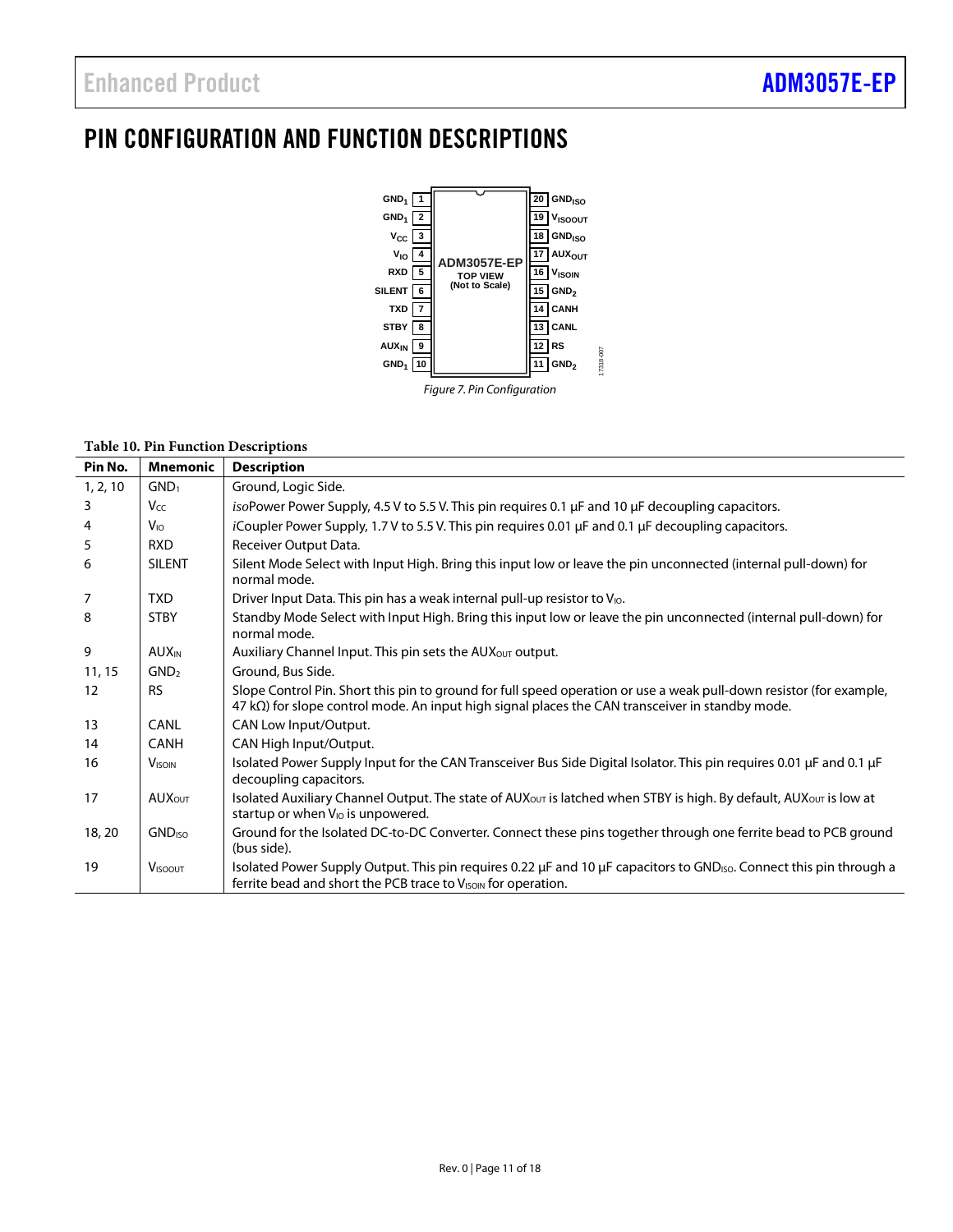# PIN CONFIGURATION AND FUNCTION DESCRIPTIONS

*Figure 7. Pin Configuration*

**Table 10. Pin Function Descriptions**

| Pin No. | Mnemonic | Description |
|---|---|---|
| 1, 2, 10 | $GND_1$ | Ground, Logic Side. |
| 3 | $V_{CC}$ | *iso*Power Power Supply, 4.5 V to 5.5 V. This pin requires 0.1 µF and 10 µF decoupling capacitors. |
| 4 | $V_{IO}$ | *i*Coupler Power Supply, 1.7 V to 5.5 V. This pin requires 0.01 µF and 0.1 µF decoupling capacitors. |
| 5 | RXD | Receiver Output Data. |
| 6 | SILENT | Silent Mode Select with Input High. Bring this input low or leave the pin unconnected (internal pull-down) for normal mode. |
| 7 | TXD | Driver Input Data. This pin has a weak internal pull-up resistor to $V_{IO}$. |
| 8 | STBY | Standby Mode Select with Input High. Bring this input low or leave the pin unconnected (internal pull-down) for normal mode. |
| 9 | $AUX_{IN}$ | Auxiliary Channel Input. This pin sets the $AUX_{OUT}$ output. |
| 11, 15 | $GND_2$ | Ground, Bus Side. |
| 12 | RS | Slope Control Pin. Short this pin to ground for full speed operation or use a weak pull-down resistor (for example, 47 kΩ) for slope control mode. An input high signal places the CAN transceiver in standby mode. |
| 13 | CANL | CAN Low Input/Output. |
| 14 | CANH | CAN High Input/Output. |
| 16 | $V_{ISOIN}$ | Isolated Power Supply Input for the CAN Transceiver Bus Side Digital Isolator. This pin requires 0.01 µF and 0.1 µF decoupling capacitors. |
| 17 | $AUX_{OUT}$ | Isolated Auxiliary Channel Output. The state of $AUX_{OUT}$ is latched when STBY is high. By default, $AUX_{OUT}$ is low at startup or when $V_{IO}$ is unpowered. |
| 18, 20 | $GND_{ISO}$ | Ground for the Isolated DC-to-DC Converter. Connect these pins together through one ferrite bead to PCB ground (bus side). |
| 19 | $V_{ISOOUT}$ | Isolated Power Supply Output. This pin requires 0.22 µF and 10 µF capacitors to $GND_{ISO}$. Connect this pin through a ferrite bead and short the PCB trace to $V_{ISOIN}$ for operation. |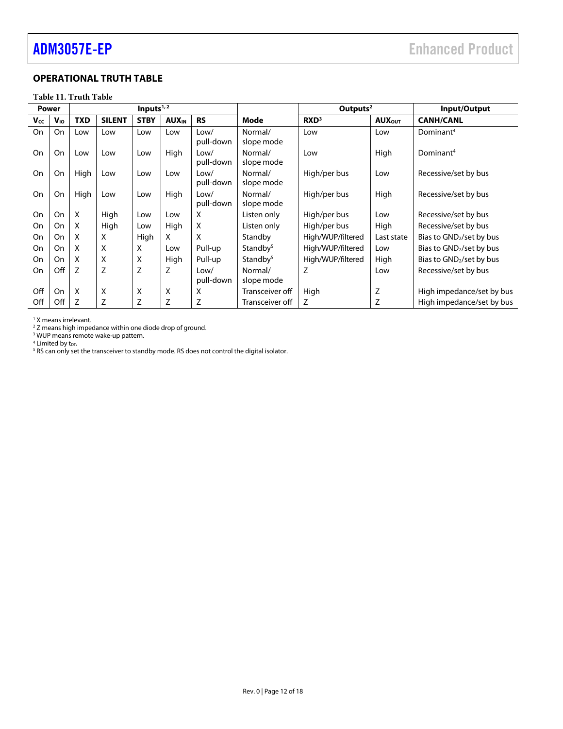## OPERATIONAL TRUTH TABLE

**Table 11. Truth Table**

| Power | | Inputs[1, 2] | | | | | | Outputs[2] | | Input/Output |
|---|---|---|---|---|---|---|---|---|---|---|
| $V_{CC}$ | $V_{IO}$ | TXD | SILENT | STBY | $AUX_{IN}$ | RS | Mode | RXD[3] | $AUX_{OUT}$ | CANH/CANL |
| On | On | Low | Low | Low | Low | Low/ pull-down | Normal/ slope mode | Low | Low | Dominant[4] |
| On | On | Low | Low | Low | High | Low/ pull-down | Normal/ slope mode | Low | High | Dominant[4] |
| On | On | High | Low | Low | Low | Low/ pull-down | Normal/ slope mode | High/per bus | Low | Recessive/set by bus |
| On | On | High | Low | Low | High | Low/ pull-down | Normal/ slope mode | High/per bus | High | Recessive/set by bus |
| On | On | X | High | Low | Low | X | Listen only | High/per bus | Low | Recessive/set by bus |
| On | On | X | High | Low | High | X | Listen only | High/per bus | High | Recessive/set by bus |
| On | On | X | X | High | X | X | Standby | High/WUP/filtered | Last state | Bias to $GND_2$/set by bus |
| On | On | X | X | X | Low | Pull-up | Standby[5] | High/WUP/filtered | Low | Bias to $GND_2$/set by bus |
| On | On | X | X | X | High | Pull-up | Standby[5] | High/WUP/filtered | High | Bias to $GND_2$/set by bus |
| On | Off | Z | Z | Z | Z | Low/ pull-down | Normal/ slope mode | Z | Low | Recessive/set by bus |
| Off | On | X | X | X | X | X | Transceiver off | High | Z | High impedance/set by bus |
| Off | Off | Z | Z | Z | Z | Z | Transceiver off | Z | Z | High impedance/set by bus |

[1] X means irrelevant.
[2] Z means high impedance within one diode drop of ground.
[3] WUP means remote wake-up pattern.
[4] Limited by $t_{DT}$.
[5] RS can only set the transceiver to standby mode. RS does not control the digital isolator.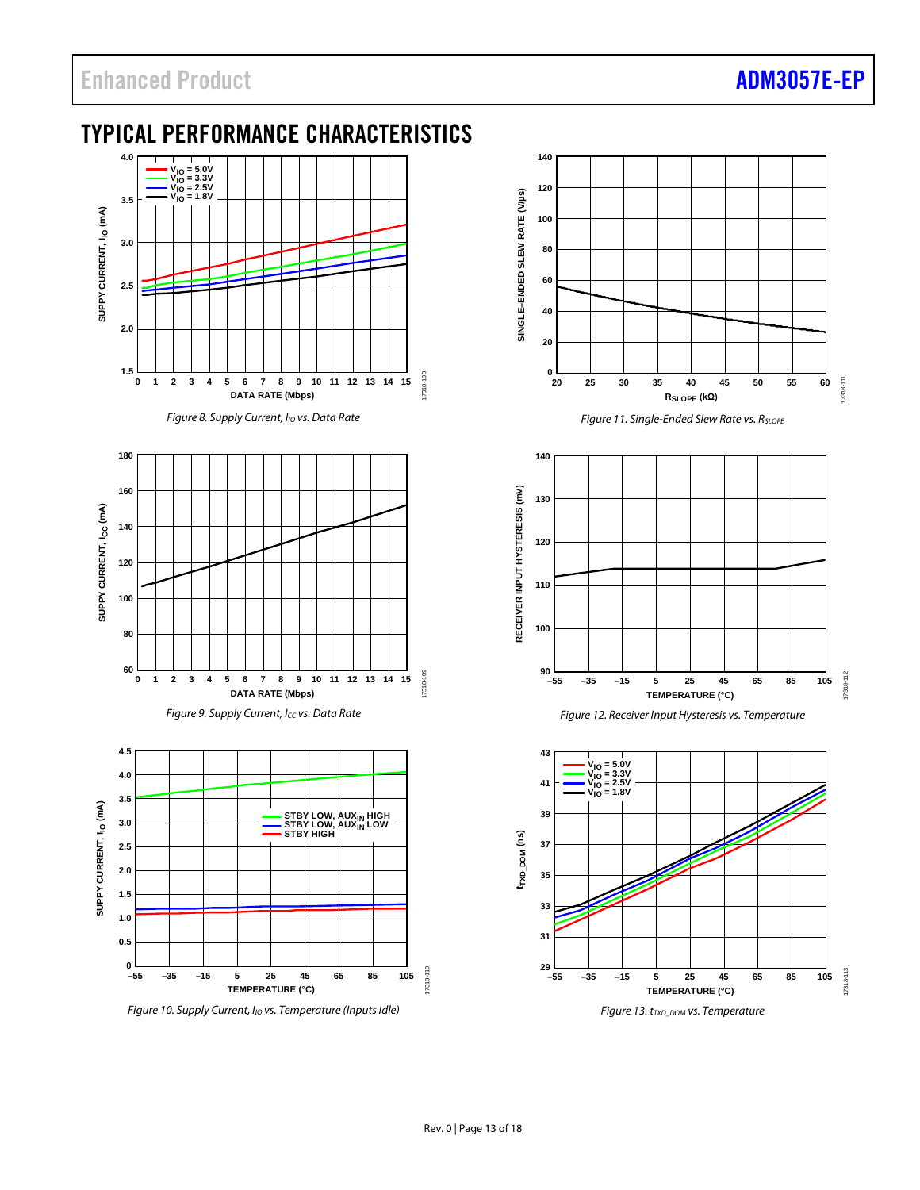## TYPICAL PERFORMANCE CHARACTERISTICS

Figure 8. Supply Current, $I_{IO}$ vs. Data Rate

Figure 9. Supply Current, $I_{CC}$ vs. Data Rate

Figure 10. Supply Current, $I_{IO}$ vs. Temperature (Inputs Idle)

Figure 11. Single-Ended Slew Rate vs. $R_{SLOPE}$

Figure 12. Receiver Input Hysteresis vs. Temperature

Figure 13. $t_{TXD\_DOM}$ vs. Temperature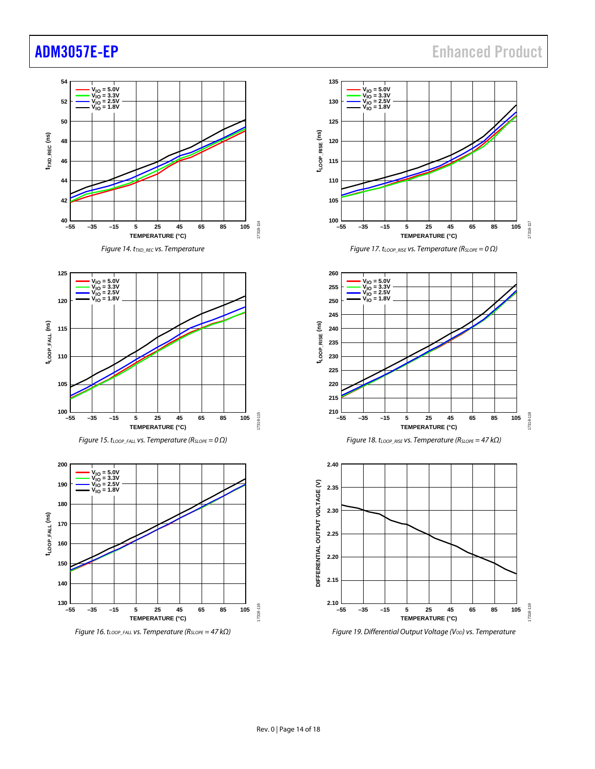Figure 14. $t_{TXD\_REC}$ vs. Temperature

Figure 15. $t_{LOOP\_FALL}$ vs. Temperature ($R_{SLOPE}$ = 0 Ω)

Figure 16. $t_{LOOP\_FALL}$ vs. Temperature ($R_{SLOPE}$ = 47 kΩ)

Figure 17. $t_{LOOP\_RISE}$ vs. Temperature ($R_{SLOPE}$ = 0 Ω)

Figure 18. $t_{LOOP\_RISE}$ vs. Temperature ($R_{SLOPE}$ = 47 kΩ)

Figure 19. Differential Output Voltage ($V_{OD}$) vs. Temperature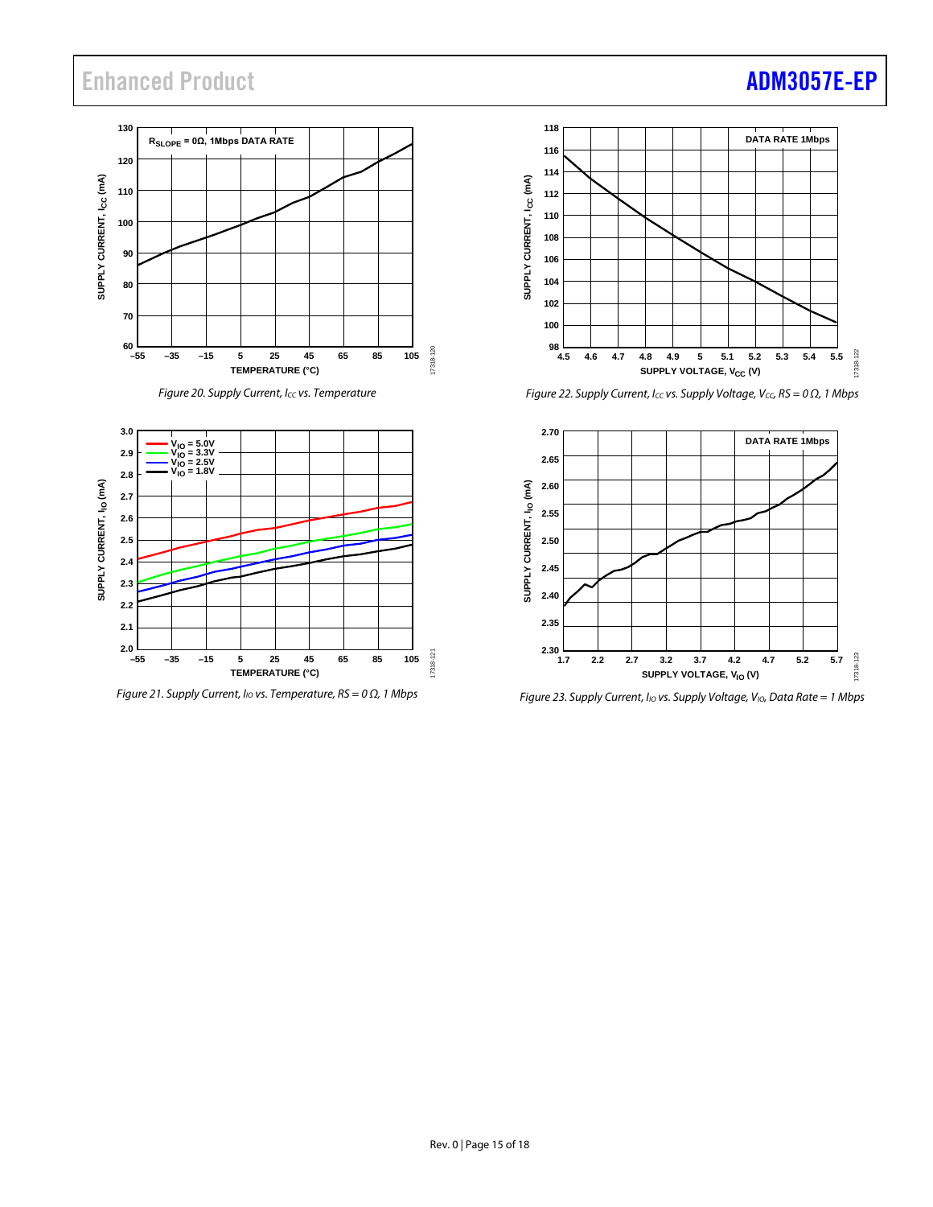Figure 20. Supply Current, $I_{CC}$ vs. Temperature

Figure 21. Supply Current, $I_{IO}$ vs. Temperature, RS = 0 Ω, 1 Mbps

Figure 22. Supply Current, $I_{CC}$ vs. Supply Voltage, $V_{CC}$, RS = 0 Ω, 1 Mbps

Figure 23. Supply Current, $I_{IO}$ vs. Supply Voltage, $V_{IO}$, Data Rate = 1 Mbps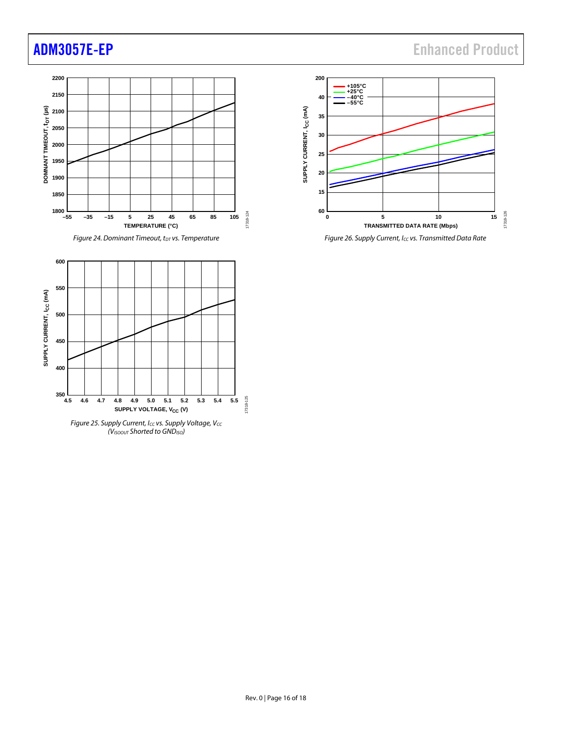Figure 24. Dominant Timeout, $t_{DT}$ vs. Temperature

Figure 25. Supply Current, $I_{CC}$ vs. Supply Voltage, $V_{CC}$ ($V_{ISOOUT}$ Shorted to $GND_{ISO}$)

Figure 26. Supply Current, $I_{CC}$ vs. Transmitted Data Rate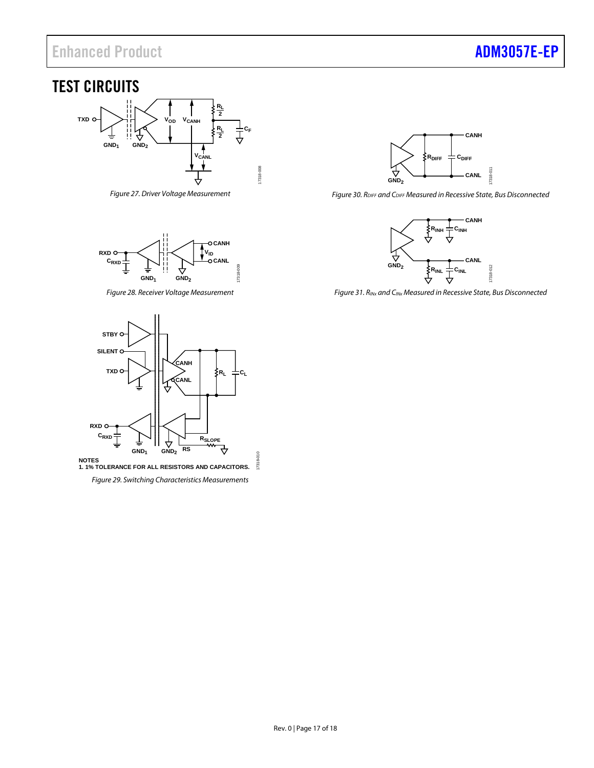# TEST CIRCUITS

Figure 27. Driver Voltage Measurement

Figure 28. Receiver Voltage Measurement

NOTES
1. 1% TOLERANCE FOR ALL RESISTORS AND CAPACITORS.

Figure 29. Switching Characteristics Measurements

Figure 30. $R_{DIFF}$ and $C_{DIFF}$ Measured in Recessive State, Bus Disconnected

Figure 31. $R_{INx}$ and $C_{INx}$ Measured in Recessive State, Bus Disconnected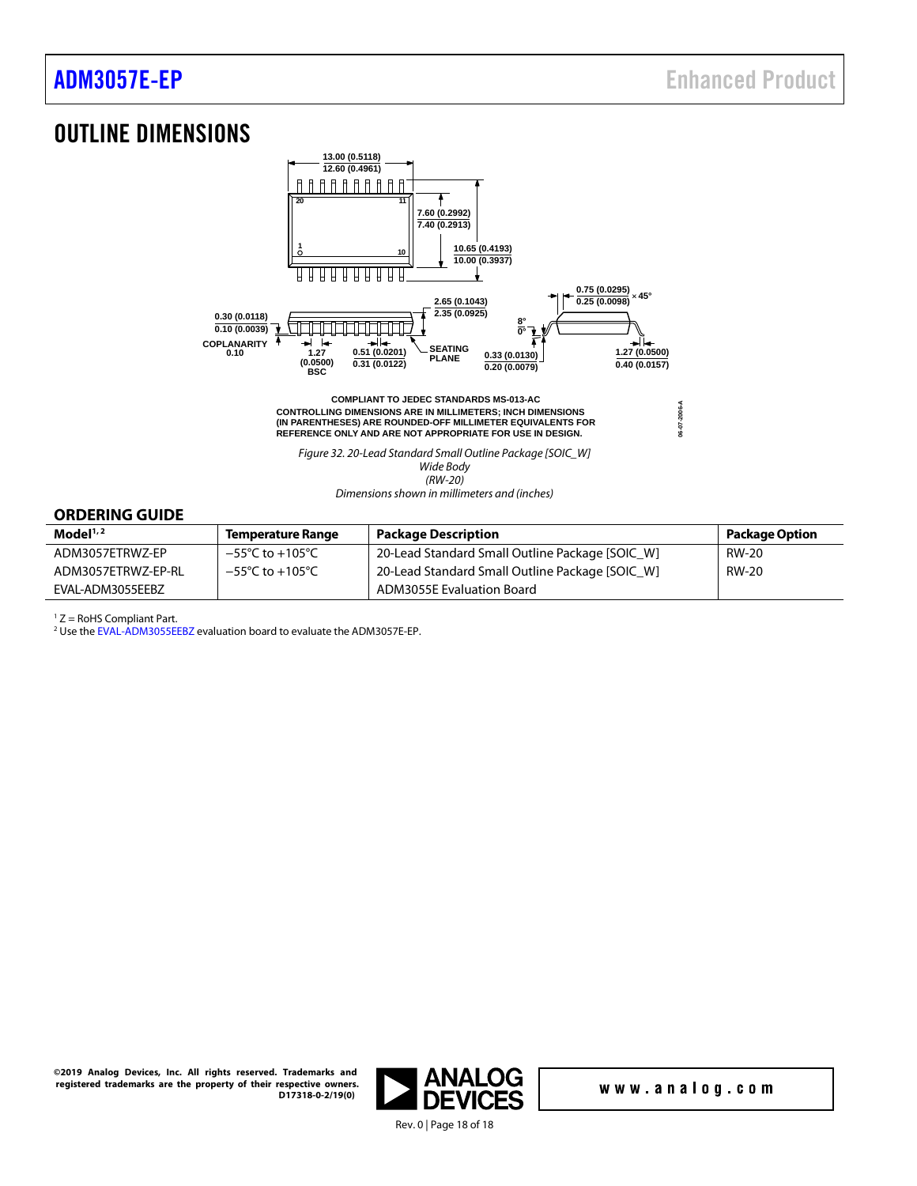## OUTLINE DIMENSIONS

13.00 (0.5118)
12.60 (0.4961)

20
11
1
10

7.60 (0.2992)
7.40 (0.2913)

10.65 (0.4193)
10.00 (0.3937)

0.75 (0.0295)
0.25 (0.0098)
× 45°

2.65 (0.1043)
2.35 (0.0925)

0.30 (0.0118)
0.10 (0.0039)

COPLANARITY
0.10

1.27
(0.0500)
BSC

0.51 (0.0201)
0.31 (0.0122)

SEATING
PLANE

8°
0°

0.33 (0.0130)
0.20 (0.0079)

1.27 (0.0500)
0.40 (0.0157)

COMPLIANT TO JEDEC STANDARDS MS-013-AC
CONTROLLING DIMENSIONS ARE IN MILLIMETERS; INCH DIMENSIONS (IN PARENTHESES) ARE ROUNDED-OFF MILLIMETER EQUIVALENTS FOR REFERENCE ONLY AND ARE NOT APPROPRIATE FOR USE IN DESIGN.

06-07-2006-A

*Figure 32. 20-Lead Standard Small Outline Package [SOIC_W]*
*Wide Body*
*(RW-20)*
*Dimensions shown in millimeters and (inches)*

### ORDERING GUIDE

| Model[1, 2] | Temperature Range | Package Description | Package Option |
|---|---|---|---|
| ADM3057ETRWZ-EP | −55°C to +105°C | 20-Lead Standard Small Outline Package [SOIC_W] | RW-20 |
| ADM3057ETRWZ-EP-RL | −55°C to +105°C | 20-Lead Standard Small Outline Package [SOIC_W] | RW-20 |
| EVAL-ADM3055EEBZ | | ADM3055E Evaluation Board | |

[1] Z = RoHS Compliant Part.
[2] Use the EVAL-ADM3055EEBZ evaluation board to evaluate the ADM3057E-EP.

©2019 Analog Devices, Inc. All rights reserved. Trademarks and registered trademarks are the property of their respective owners.
D17318-0-2/19(0)

www.analog.com